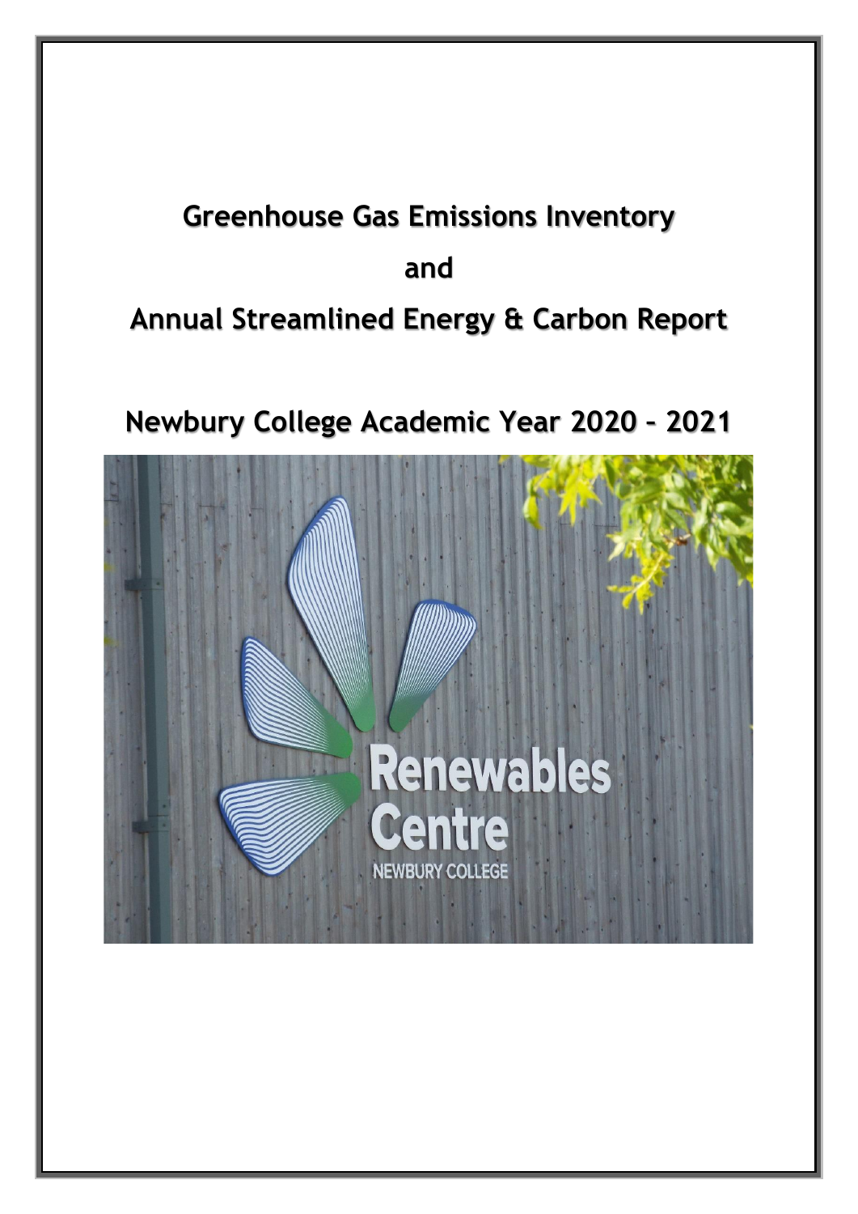# Greenhouse Gas Emissions Inventory

# and

# Annual Streamlined Energy & Carbon Report

## Newbury College Academic Year 2020 – 2021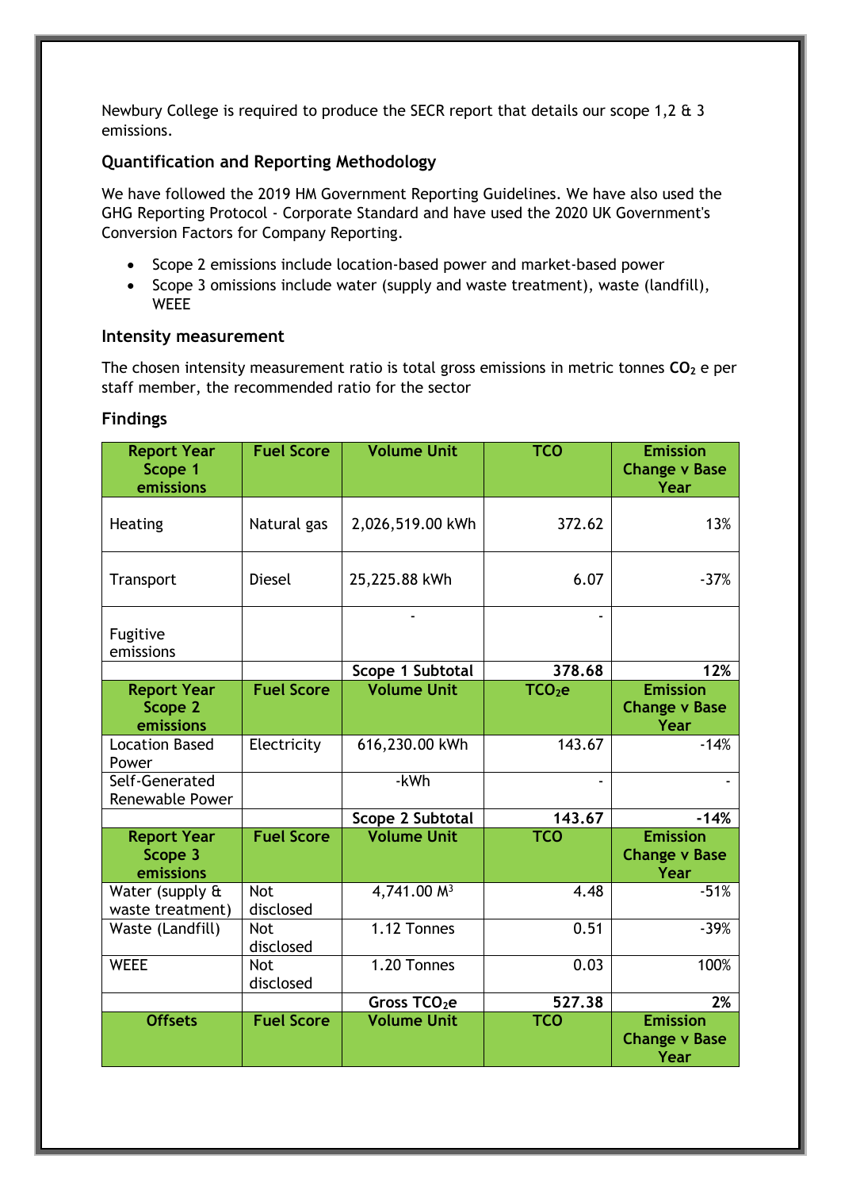Newbury College is required to produce the SECR report that details our scope 1,2 & 3 emissions.

### Quantification and Reporting Methodology

We have followed the 2019 HM Government Reporting Guidelines. We have also used the GHG Reporting Protocol - Corporate Standard and have used the 2020 UK Government's Conversion Factors for Company Reporting.

- Scope 2 emissions include location-based power and market-based power
- Scope 3 omissions include water (supply and waste treatment), waste (landfill), WEEE

### Intensity measurement

The chosen intensity measurement ratio is total gross emissions in metric tonnes **$CO_2$** e per staff member, the recommended ratio for the sector

### Findings

| **Report Year Scope 1 emissions** | **Fuel Score** | **Volume Unit** | **TCO** | **Emission Change v Base Year** |
|---|---|---|---|---|
| Heating | Natural gas | 2,026,519.00 kWh | 372.62 | 13% |
| Transport | Diesel | 25,225.88 kWh | 6.07 | -37% |
| Fugitive emissions | | - | - | |
| | | **Scope 1 Subtotal** | **378.68** | **12%** |
| **Report Year Scope 2 emissions** | **Fuel Score** | **Volume Unit** | **$TCO_2e$** | **Emission Change v Base Year** |
| Location Based Power | Electricity | 616,230.00 kWh | 143.67 | -14% |
| Self-Generated Renewable Power | | -kWh | - | - |
| | | **Scope 2 Subtotal** | **143.67** | **-14%** |
| **Report Year Scope 3 emissions** | **Fuel Score** | **Volume Unit** | **TCO** | **Emission Change v Base Year** |
| Water (supply & waste treatment) | Not disclosed | 4,741.00 $M^3$ | 4.48 | -51% |
| Waste (Landfill) | Not disclosed | 1.12 Tonnes | 0.51 | -39% |
| WEEE | Not disclosed | 1.20 Tonnes | 0.03 | 100% |
| | | **Gross $TCO_2e$** | **527.38** | **2%** |
| **Offsets** | **Fuel Score** | **Volume Unit** | **TCO** | **Emission Change v Base Year** |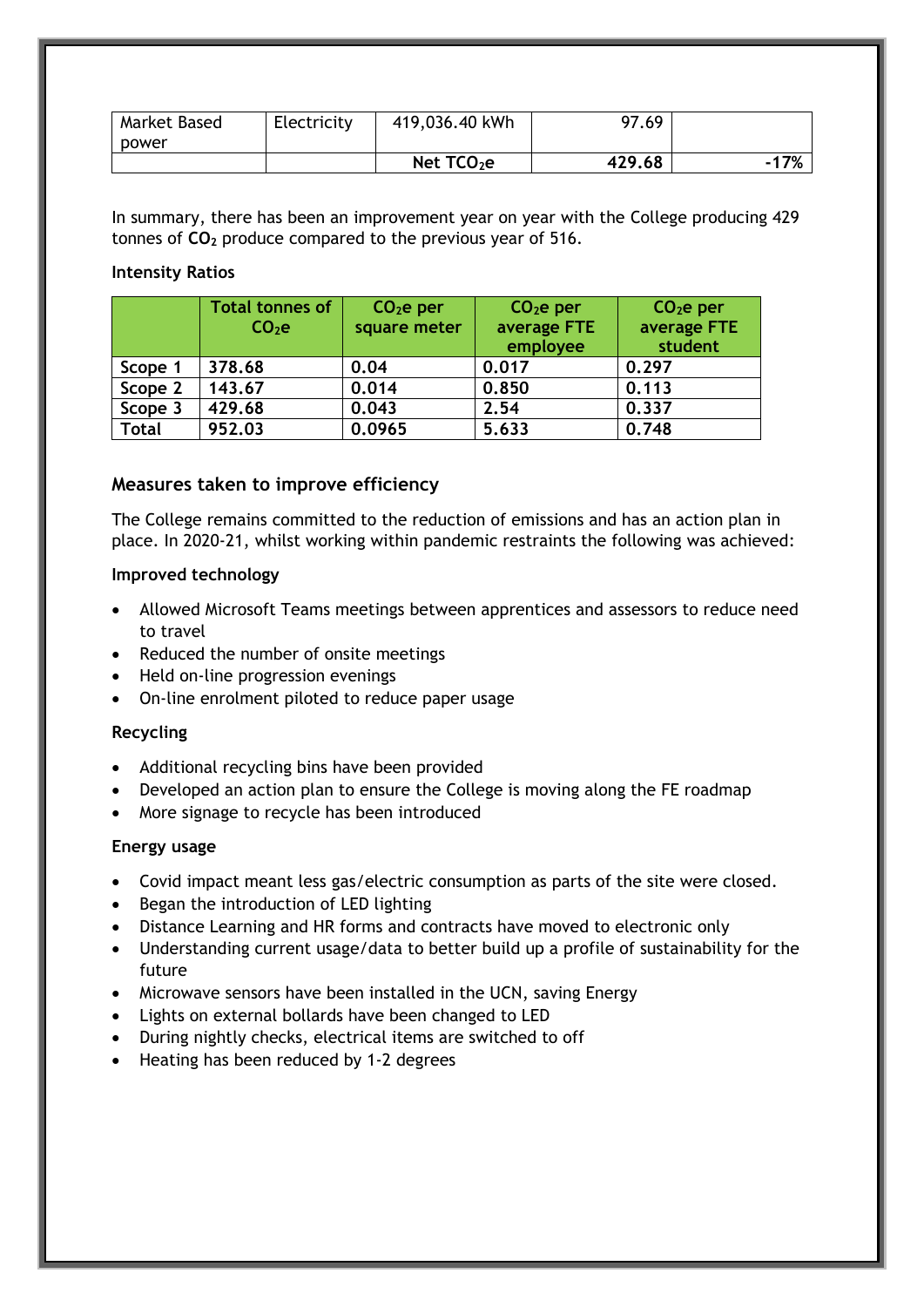| Market Based power | Electricity | 419,036.40 kWh | 97.69 | |
|---|---|---|---|---|
| | | **Net $TCO_2e$** | **429.68** | **-17%** |

In summary, there has been an improvement year on year with the College producing 429 tonnes of **$CO_2$** produce compared to the previous year of 516.

**Intensity Ratios**

| | Total tonnes of $CO_2e$ | $CO_2e$ per square meter | $CO_2e$ per average FTE employee | $CO_2e$ per average FTE student |
|---|---|---|---|---|
| **Scope 1** | **378.68** | **0.04** | **0.017** | **0.297** |
| **Scope 2** | **143.67** | **0.014** | **0.850** | **0.113** |
| **Scope 3** | **429.68** | **0.043** | **2.54** | **0.337** |
| **Total** | **952.03** | **0.0965** | **5.633** | **0.748** |

## Measures taken to improve efficiency

The College remains committed to the reduction of emissions and has an action plan in place. In 2020-21, whilst working within pandemic restraints the following was achieved:

**Improved technology**

- Allowed Microsoft Teams meetings between apprentices and assessors to reduce need to travel
- Reduced the number of onsite meetings
- Held on-line progression evenings
- On-line enrolment piloted to reduce paper usage

**Recycling**

- Additional recycling bins have been provided
- Developed an action plan to ensure the College is moving along the FE roadmap
- More signage to recycle has been introduced

**Energy usage**

- Covid impact meant less gas/electric consumption as parts of the site were closed.
- Began the introduction of LED lighting
- Distance Learning and HR forms and contracts have moved to electronic only
- Understanding current usage/data to better build up a profile of sustainability for the future
- Microwave sensors have been installed in the UCN, saving Energy
- Lights on external bollards have been changed to LED
- During nightly checks, electrical items are switched to off
- Heating has been reduced by 1-2 degrees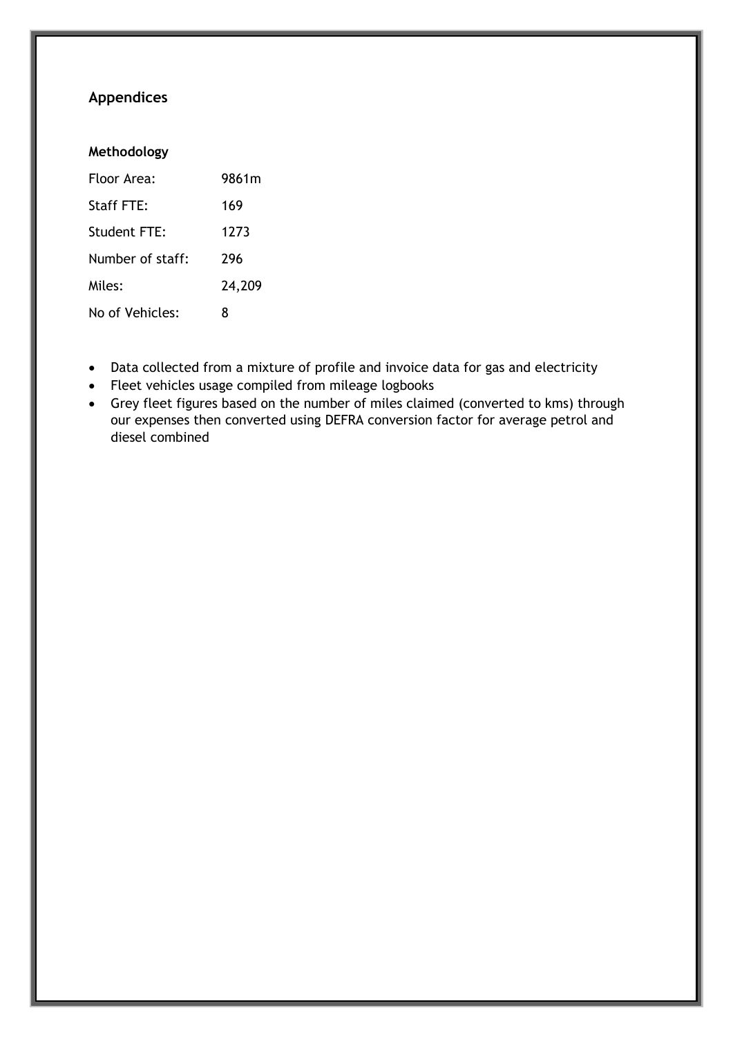## Appendices

### Methodology

| | |
|---|---|
| Floor Area: | 9861m |
| Staff FTE: | 169 |
| Student FTE: | 1273 |
| Number of staff: | 296 |
| Miles: | 24,209 |
| No of Vehicles: | 8 |

- Data collected from a mixture of profile and invoice data for gas and electricity
- Fleet vehicles usage compiled from mileage logbooks
- Grey fleet figures based on the number of miles claimed (converted to kms) through our expenses then converted using DEFRA conversion factor for average petrol and diesel combined